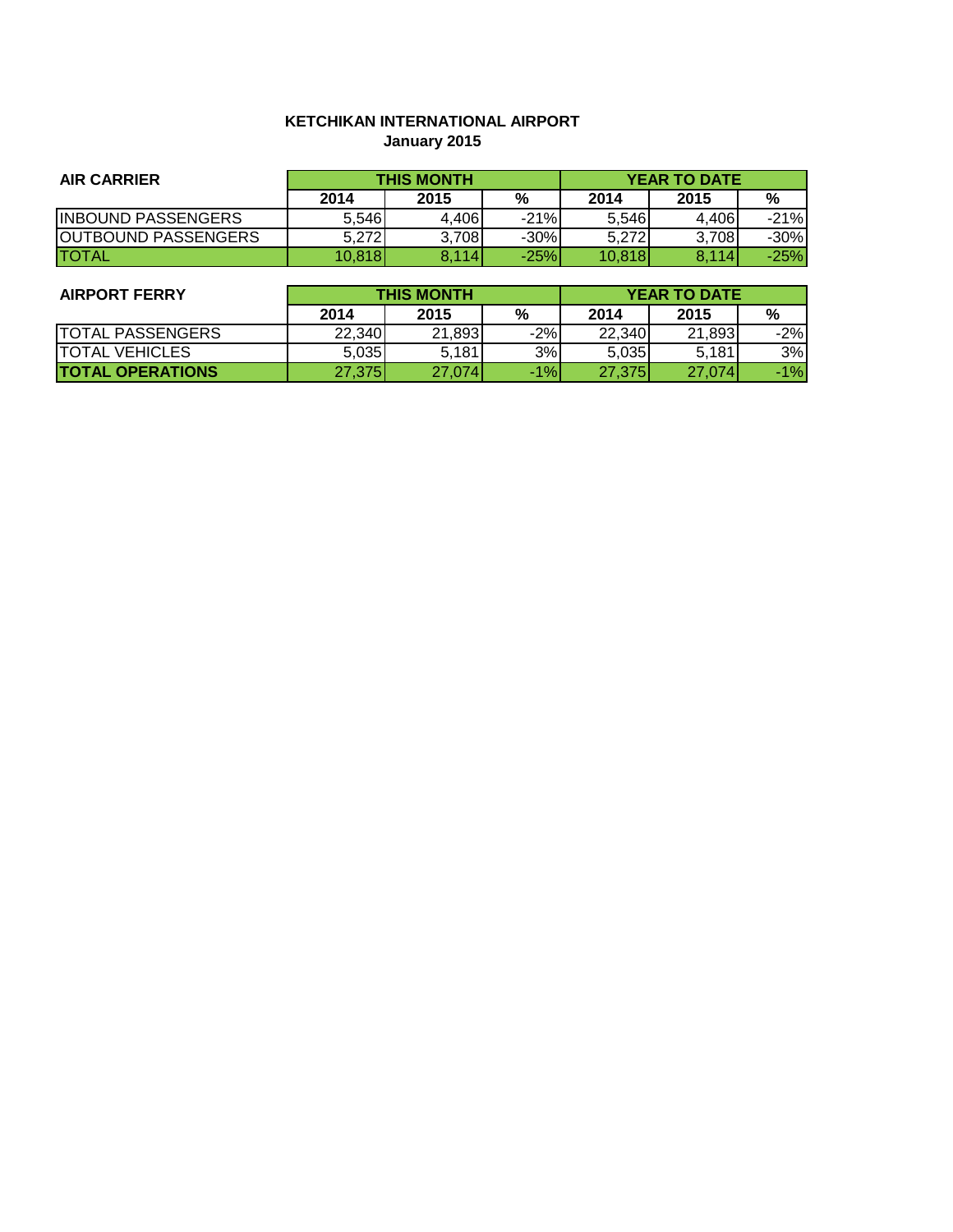# KETCHIKAN INTERNATIONAL AIRPORT

## January 2015

| AIR CARRIER | THIS MONTH | | | YEAR TO DATE | | |
|---|---|---|---|---|---|---|
| | 2014 | 2015 | % | 2014 | 2015 | % |
| INBOUND PASSENGERS | 5,546 | 4,406 | -21% | 5,546 | 4,406 | -21% |
| OUTBOUND PASSENGERS | 5,272 | 3,708 | -30% | 5,272 | 3,708 | -30% |
| TOTAL | 10,818 | 8,114 | -25% | 10,818 | 8,114 | -25% |

| AIRPORT FERRY | THIS MONTH | | | YEAR TO DATE | | |
|---|---|---|---|---|---|---|
| | 2014 | 2015 | % | 2014 | 2015 | % |
| TOTAL PASSENGERS | 22,340 | 21,893 | -2% | 22,340 | 21,893 | -2% |
| TOTAL VEHICLES | 5,035 | 5,181 | 3% | 5,035 | 5,181 | 3% |
| **TOTAL OPERATIONS** | 27,375 | 27,074 | -1% | 27,375 | 27,074 | -1% |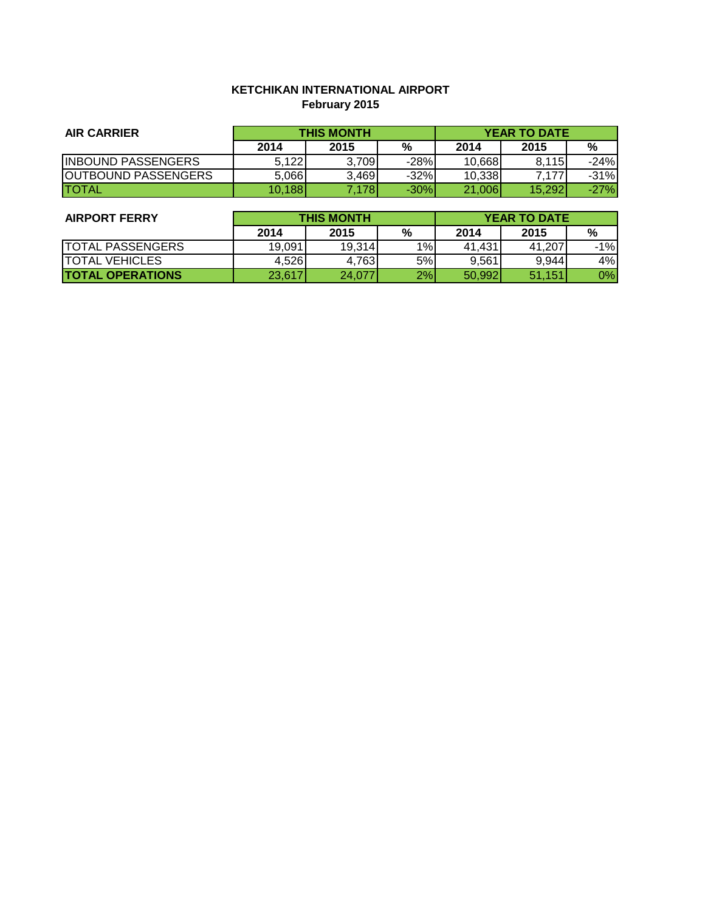# KETCHIKAN INTERNATIONAL AIRPORT
## February 2015

| AIR CARRIER | THIS MONTH | | | YEAR TO DATE | | |
|---|---|---|---|---|---|---|
| | 2014 | 2015 | % | 2014 | 2015 | % |
| INBOUND PASSENGERS | 5,122 | 3,709 | -28% | 10,668 | 8,115 | -24% |
| OUTBOUND PASSENGERS | 5,066 | 3,469 | -32% | 10,338 | 7,177 | -31% |
| TOTAL | 10,188 | 7,178 | -30% | 21,006 | 15,292 | -27% |

| AIRPORT FERRY | THIS MONTH | | | YEAR TO DATE | | |
|---|---|---|---|---|---|---|
| | 2014 | 2015 | % | 2014 | 2015 | % |
| TOTAL PASSENGERS | 19,091 | 19,314 | 1% | 41,431 | 41,207 | -1% |
| TOTAL VEHICLES | 4,526 | 4,763 | 5% | 9,561 | 9,944 | 4% |
| **TOTAL OPERATIONS** | 23,617 | 24,077 | 2% | 50,992 | 51,151 | 0% |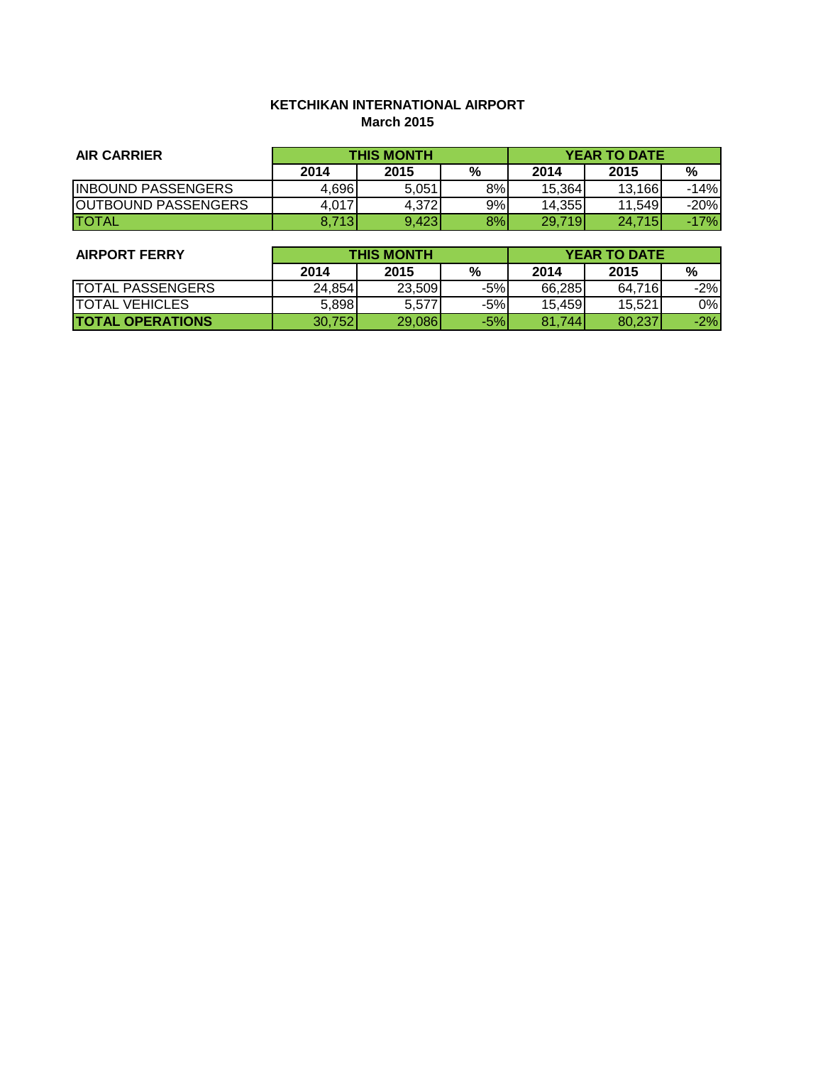**KETCHIKAN INTERNATIONAL AIRPORT**
**March 2015**

| AIR CARRIER | THIS MONTH | | | YEAR TO DATE | | |
|---|---|---|---|---|---|---|
| | 2014 | 2015 | % | 2014 | 2015 | % |
| INBOUND PASSENGERS | 4,696 | 5,051 | 8% | 15,364 | 13,166 | -14% |
| OUTBOUND PASSENGERS | 4,017 | 4,372 | 9% | 14,355 | 11,549 | -20% |
| TOTAL | 8,713 | 9,423 | 8% | 29,719 | 24,715 | -17% |

| AIRPORT FERRY | THIS MONTH | | | YEAR TO DATE | | |
|---|---|---|---|---|---|---|
| | 2014 | 2015 | % | 2014 | 2015 | % |
| TOTAL PASSENGERS | 24,854 | 23,509 | -5% | 66,285 | 64,716 | -2% |
| TOTAL VEHICLES | 5,898 | 5,577 | -5% | 15,459 | 15,521 | 0% |
| **TOTAL OPERATIONS** | 30,752 | 29,086 | -5% | 81,744 | 80,237 | -2% |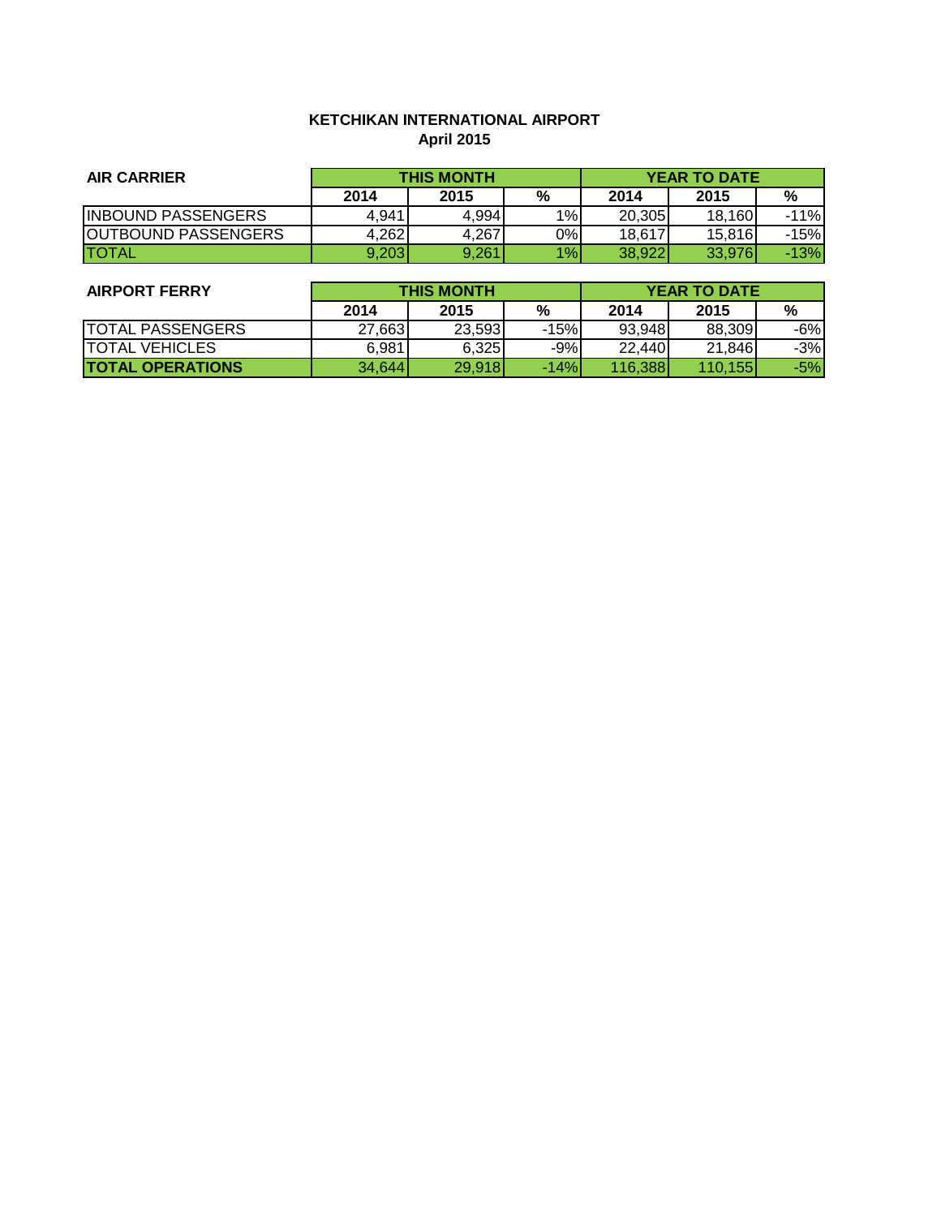**KETCHIKAN INTERNATIONAL AIRPORT**
**April 2015**

| AIR CARRIER | THIS MONTH | | | YEAR TO DATE | | |
|---|---|---|---|---|---|---|
| | 2014 | 2015 | % | 2014 | 2015 | % |
| INBOUND PASSENGERS | 4,941 | 4,994 | 1% | 20,305 | 18,160 | -11% |
| OUTBOUND PASSENGERS | 4,262 | 4,267 | 0% | 18,617 | 15,816 | -15% |
| TOTAL | 9,203 | 9,261 | 1% | 38,922 | 33,976 | -13% |

| AIRPORT FERRY | THIS MONTH | | | YEAR TO DATE | | |
|---|---|---|---|---|---|---|
| | 2014 | 2015 | % | 2014 | 2015 | % |
| TOTAL PASSENGERS | 27,663 | 23,593 | -15% | 93,948 | 88,309 | -6% |
| TOTAL VEHICLES | 6,981 | 6,325 | -9% | 22,440 | 21,846 | -3% |
| **TOTAL OPERATIONS** | 34,644 | 29,918 | -14% | 116,388 | 110,155 | -5% |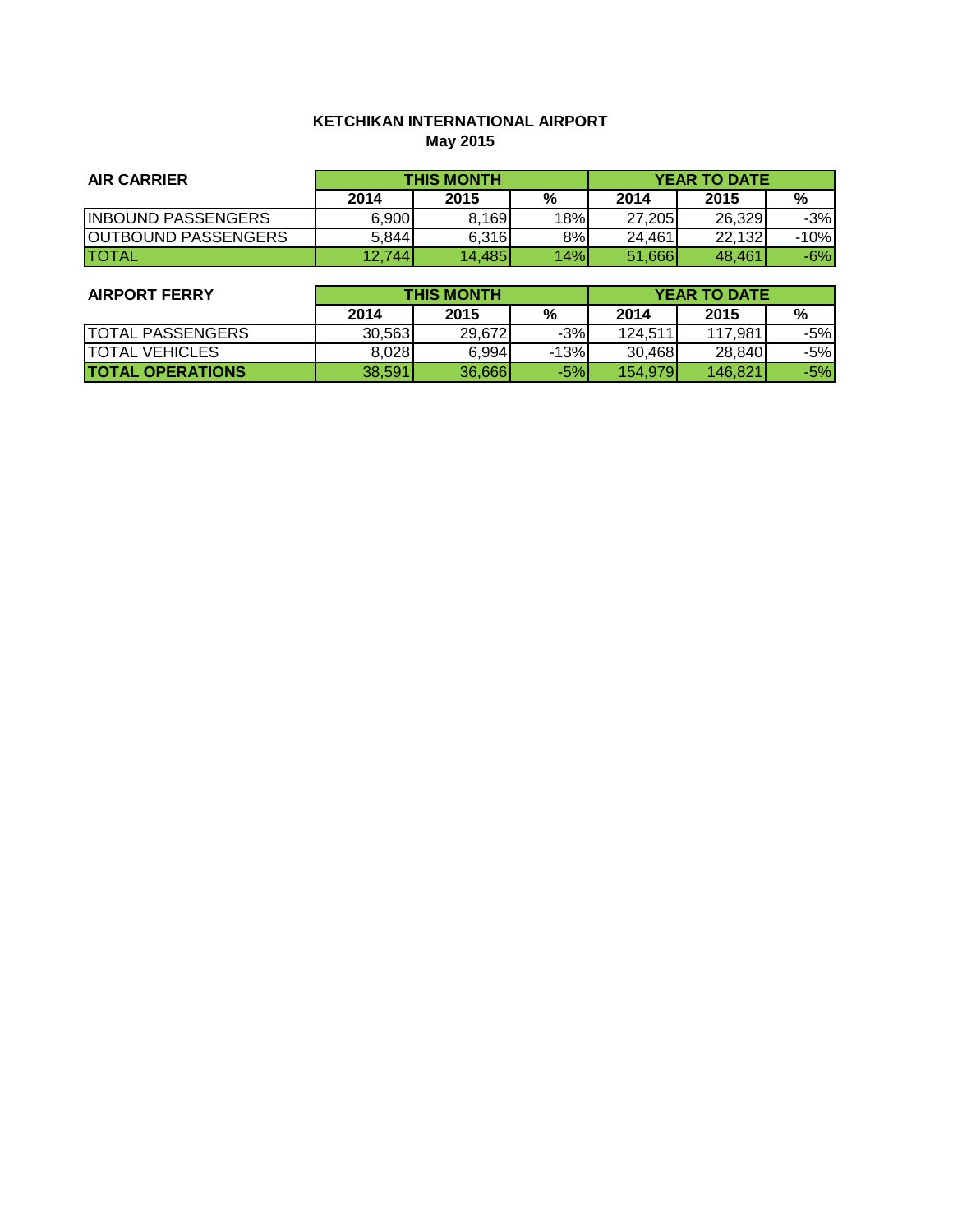**KETCHIKAN INTERNATIONAL AIRPORT**
**May 2015**

| AIR CARRIER | THIS MONTH | | | YEAR TO DATE | | |
|---|---|---|---|---|---|---|
| | 2014 | 2015 | % | 2014 | 2015 | % |
| INBOUND PASSENGERS | 6,900 | 8,169 | 18% | 27,205 | 26,329 | -3% |
| OUTBOUND PASSENGERS | 5,844 | 6,316 | 8% | 24,461 | 22,132 | -10% |
| TOTAL | 12,744 | 14,485 | 14% | 51,666 | 48,461 | -6% |

| AIRPORT FERRY | THIS MONTH | | | YEAR TO DATE | | |
|---|---|---|---|---|---|---|
| | 2014 | 2015 | % | 2014 | 2015 | % |
| TOTAL PASSENGERS | 30,563 | 29,672 | -3% | 124,511 | 117,981 | -5% |
| TOTAL VEHICLES | 8,028 | 6,994 | -13% | 30,468 | 28,840 | -5% |
| **TOTAL OPERATIONS** | 38,591 | 36,666 | -5% | 154,979 | 146,821 | -5% |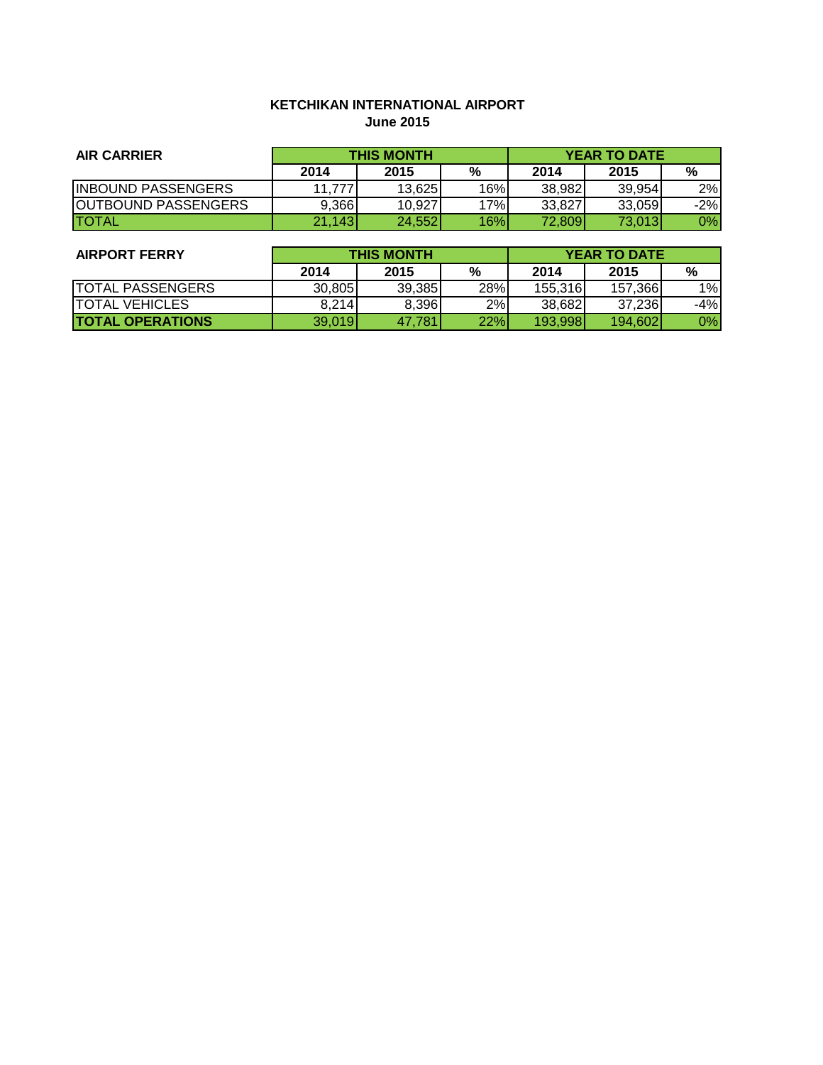**KETCHIKAN INTERNATIONAL AIRPORT**
**June 2015**

| AIR CARRIER | THIS MONTH | | | YEAR TO DATE | | |
|---|---|---|---|---|---|---|
| | 2014 | 2015 | % | 2014 | 2015 | % |
| INBOUND PASSENGERS | 11,777 | 13,625 | 16% | 38,982 | 39,954 | 2% |
| OUTBOUND PASSENGERS | 9,366 | 10,927 | 17% | 33,827 | 33,059 | -2% |
| TOTAL | 21,143 | 24,552 | 16% | 72,809 | 73,013 | 0% |

| AIRPORT FERRY | THIS MONTH | | | YEAR TO DATE | | |
|---|---|---|---|---|---|---|
| | 2014 | 2015 | % | 2014 | 2015 | % |
| TOTAL PASSENGERS | 30,805 | 39,385 | 28% | 155,316 | 157,366 | 1% |
| TOTAL VEHICLES | 8,214 | 8,396 | 2% | 38,682 | 37,236 | -4% |
| **TOTAL OPERATIONS** | 39,019 | 47,781 | 22% | 193,998 | 194,602 | 0% |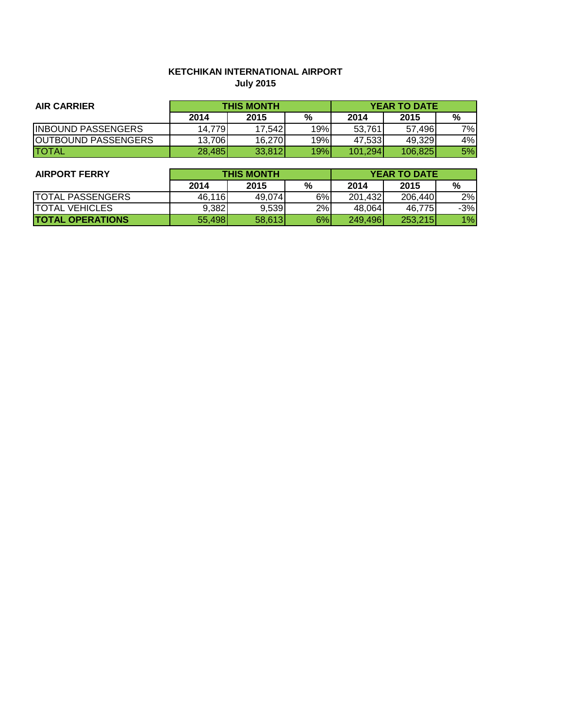# KETCHIKAN INTERNATIONAL AIRPORT
## July 2015

| AIR CARRIER | THIS MONTH | | | YEAR TO DATE | | |
|---|---|---|---|---|---|---|
| | 2014 | 2015 | % | 2014 | 2015 | % |
| INBOUND PASSENGERS | 14,779 | 17,542 | 19% | 53,761 | 57,496 | 7% |
| OUTBOUND PASSENGERS | 13,706 | 16,270 | 19% | 47,533 | 49,329 | 4% |
| TOTAL | 28,485 | 33,812 | 19% | 101,294 | 106,825 | 5% |

| AIRPORT FERRY | THIS MONTH | | | YEAR TO DATE | | |
|---|---|---|---|---|---|---|
| | 2014 | 2015 | % | 2014 | 2015 | % |
| TOTAL PASSENGERS | 46,116 | 49,074 | 6% | 201,432 | 206,440 | 2% |
| TOTAL VEHICLES | 9,382 | 9,539 | 2% | 48,064 | 46,775 | -3% |
| **TOTAL OPERATIONS** | 55,498 | 58,613 | 6% | 249,496 | 253,215 | 1% |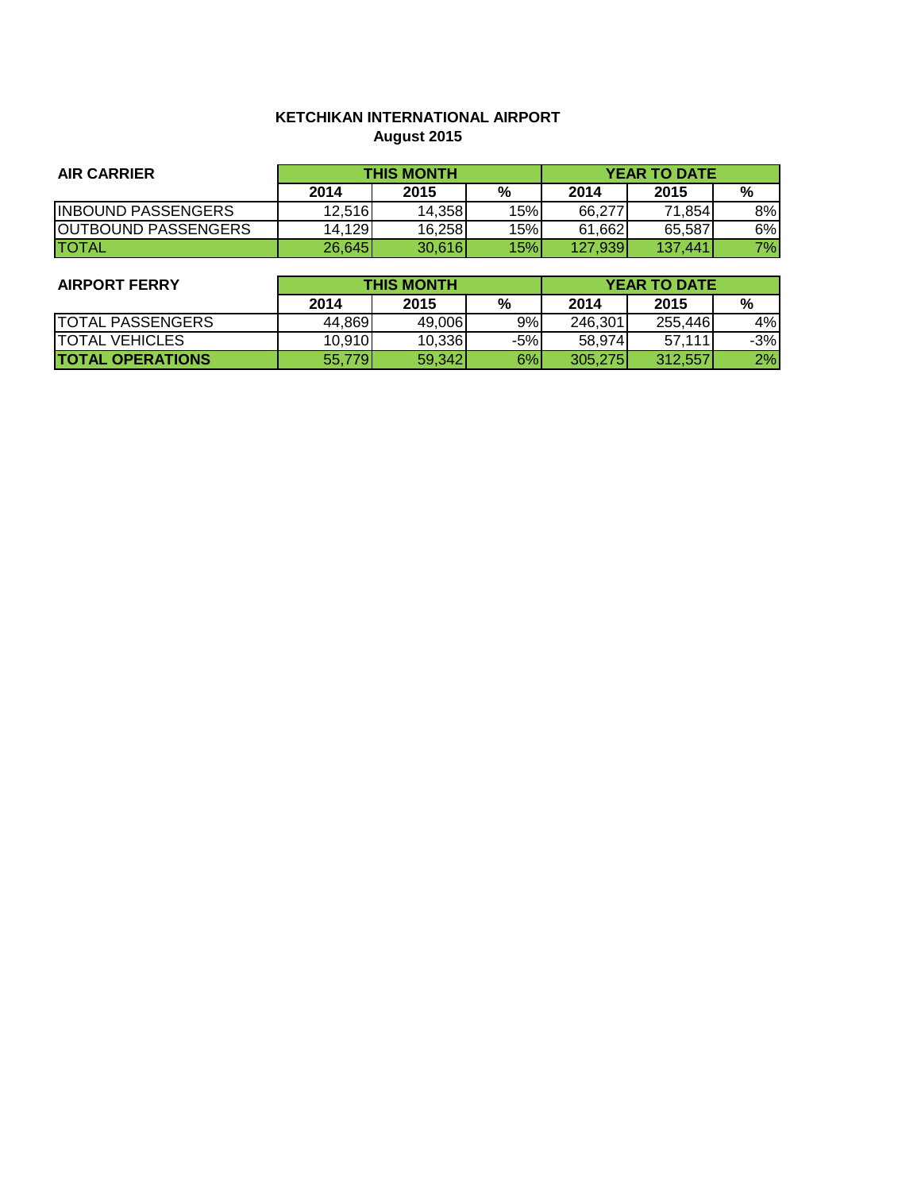**KETCHIKAN INTERNATIONAL AIRPORT**
**August 2015**

| **AIR CARRIER** | **THIS MONTH** | | | **YEAR TO DATE** | | |
|---|---|---|---|---|---|---|
| | **2014** | **2015** | **%** | **2014** | **2015** | **%** |
| INBOUND PASSENGERS | 12,516 | 14,358 | 15% | 66,277 | 71,854 | 8% |
| OUTBOUND PASSENGERS | 14,129 | 16,258 | 15% | 61,662 | 65,587 | 6% |
| TOTAL | 26,645 | 30,616 | 15% | 127,939 | 137,441 | 7% |

| **AIRPORT FERRY** | **THIS MONTH** | | | **YEAR TO DATE** | | |
|---|---|---|---|---|---|---|
| | **2014** | **2015** | **%** | **2014** | **2015** | **%** |
| TOTAL PASSENGERS | 44,869 | 49,006 | 9% | 246,301 | 255,446 | 4% |
| TOTAL VEHICLES | 10,910 | 10,336 | -5% | 58,974 | 57,111 | -3% |
| **TOTAL OPERATIONS** | 55,779 | 59,342 | 6% | 305,275 | 312,557 | 2% |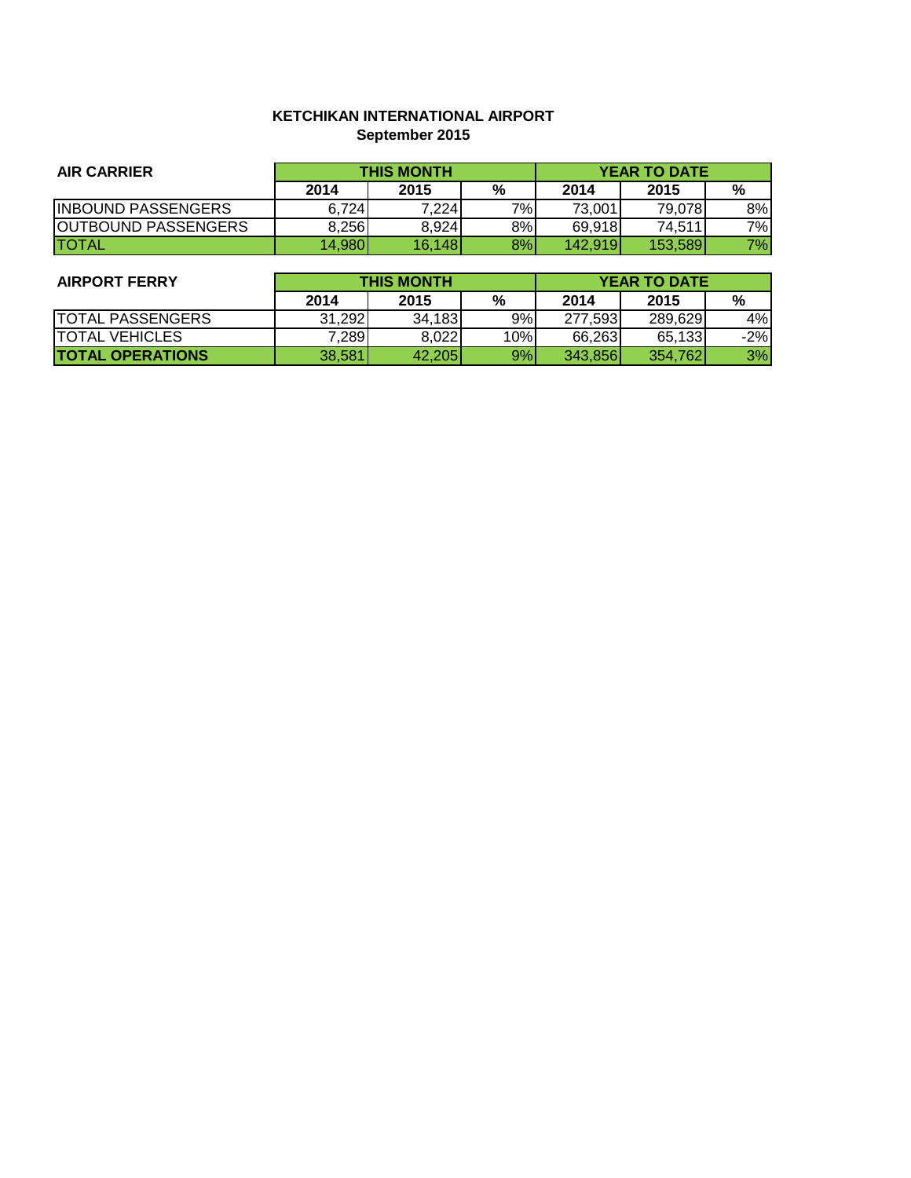**KETCHIKAN INTERNATIONAL AIRPORT**
**September 2015**

| AIR CARRIER | THIS MONTH | | | YEAR TO DATE | | |
|---|---|---|---|---|---|---|
| | 2014 | 2015 | % | 2014 | 2015 | % |
| INBOUND PASSENGERS | 6,724 | 7,224 | 7% | 73,001 | 79,078 | 8% |
| OUTBOUND PASSENGERS | 8,256 | 8,924 | 8% | 69,918 | 74,511 | 7% |
| TOTAL | 14,980 | 16,148 | 8% | 142,919 | 153,589 | 7% |

| AIRPORT FERRY | THIS MONTH | | | YEAR TO DATE | | |
|---|---|---|---|---|---|---|
| | 2014 | 2015 | % | 2014 | 2015 | % |
| TOTAL PASSENGERS | 31,292 | 34,183 | 9% | 277,593 | 289,629 | 4% |
| TOTAL VEHICLES | 7,289 | 8,022 | 10% | 66,263 | 65,133 | -2% |
| **TOTAL OPERATIONS** | 38,581 | 42,205 | 9% | 343,856 | 354,762 | 3% |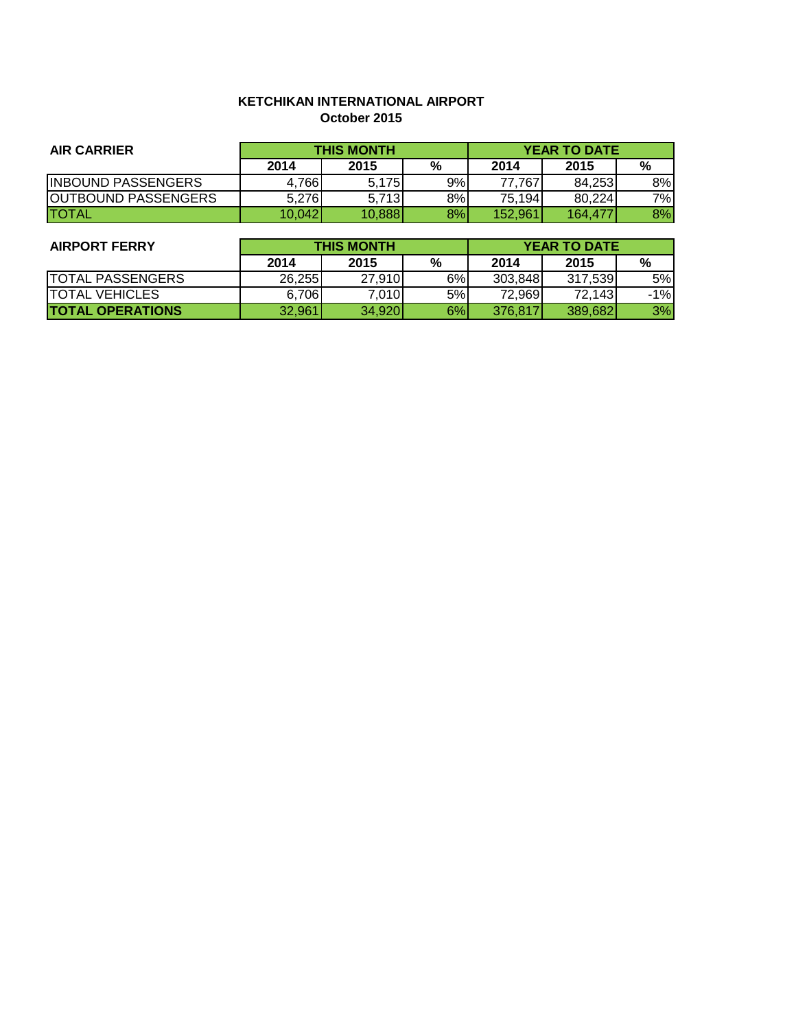**KETCHIKAN INTERNATIONAL AIRPORT**
**October 2015**

| **AIR CARRIER** | **THIS MONTH** | | | **YEAR TO DATE** | | |
|---|---|---|---|---|---|---|
| | **2014** | **2015** | **%** | **2014** | **2015** | **%** |
| INBOUND PASSENGERS | 4,766 | 5,175 | 9% | 77,767 | 84,253 | 8% |
| OUTBOUND PASSENGERS | 5,276 | 5,713 | 8% | 75,194 | 80,224 | 7% |
| TOTAL | 10,042 | 10,888 | 8% | 152,961 | 164,477 | 8% |

| **AIRPORT FERRY** | **THIS MONTH** | | | **YEAR TO DATE** | | |
|---|---|---|---|---|---|---|
| | **2014** | **2015** | **%** | **2014** | **2015** | **%** |
| TOTAL PASSENGERS | 26,255 | 27,910 | 6% | 303,848 | 317,539 | 5% |
| TOTAL VEHICLES | 6,706 | 7,010 | 5% | 72,969 | 72,143 | -1% |
| **TOTAL OPERATIONS** | 32,961 | 34,920 | 6% | 376,817 | 389,682 | 3% |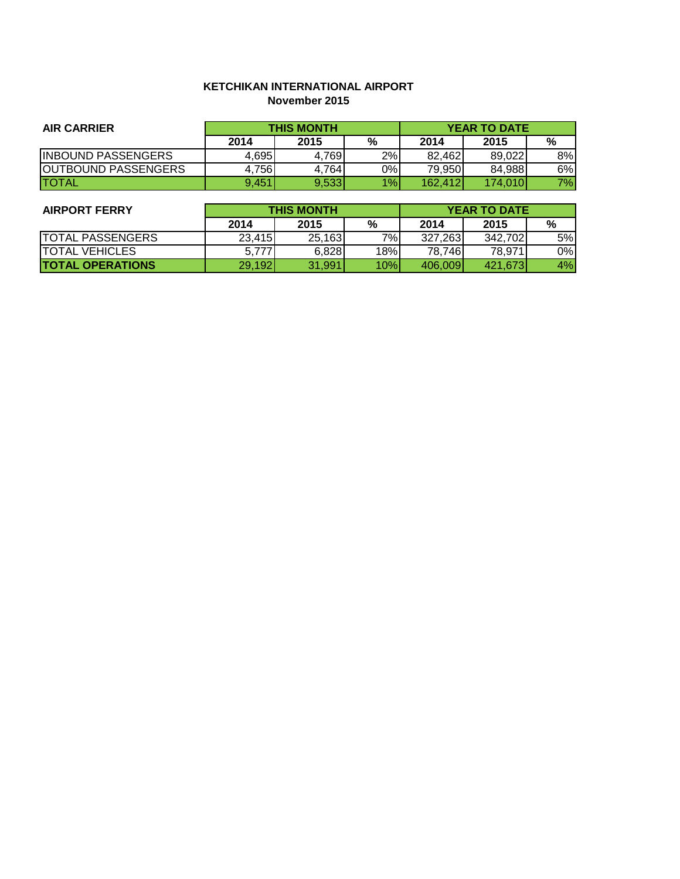**KETCHIKAN INTERNATIONAL AIRPORT**
**November 2015**

| AIR CARRIER | THIS MONTH | | | YEAR TO DATE | | |
|---|---|---|---|---|---|---|
| | 2014 | 2015 | % | 2014 | 2015 | % |
| INBOUND PASSENGERS | 4,695 | 4,769 | 2% | 82,462 | 89,022 | 8% |
| OUTBOUND PASSENGERS | 4,756 | 4,764 | 0% | 79,950 | 84,988 | 6% |
| TOTAL | 9,451 | 9,533 | 1% | 162,412 | 174,010 | 7% |

| AIRPORT FERRY | THIS MONTH | | | YEAR TO DATE | | |
|---|---|---|---|---|---|---|
| | 2014 | 2015 | % | 2014 | 2015 | % |
| TOTAL PASSENGERS | 23,415 | 25,163 | 7% | 327,263 | 342,702 | 5% |
| TOTAL VEHICLES | 5,777 | 6,828 | 18% | 78,746 | 78,971 | 0% |
| **TOTAL OPERATIONS** | 29,192 | 31,991 | 10% | 406,009 | 421,673 | 4% |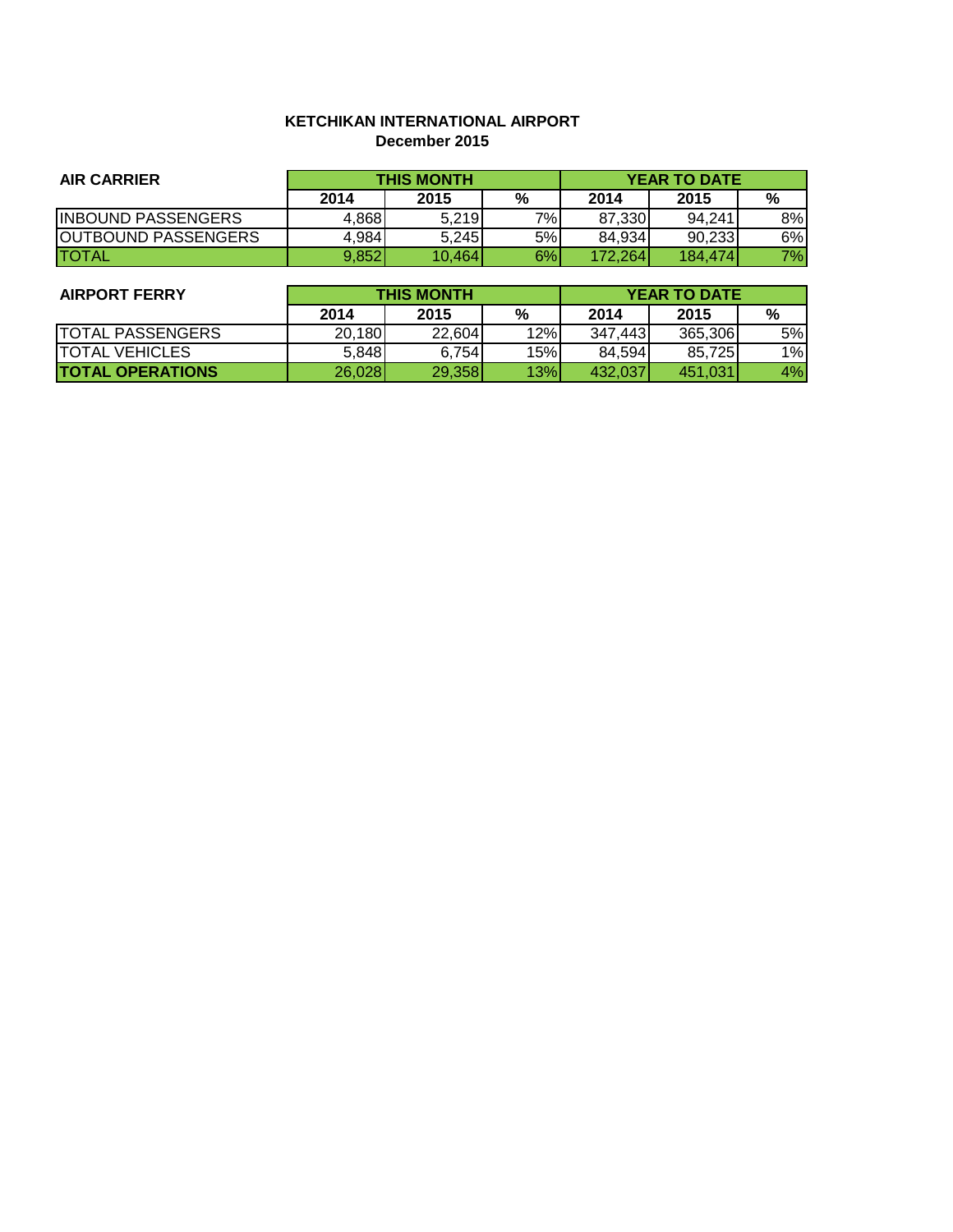**KETCHIKAN INTERNATIONAL AIRPORT**
**December 2015**

| AIR CARRIER | THIS MONTH | | | YEAR TO DATE | | |
|---|---|---|---|---|---|---|
| | 2014 | 2015 | % | 2014 | 2015 | % |
| INBOUND PASSENGERS | 4,868 | 5,219 | 7% | 87,330 | 94,241 | 8% |
| OUTBOUND PASSENGERS | 4,984 | 5,245 | 5% | 84,934 | 90,233 | 6% |
| TOTAL | 9,852 | 10,464 | 6% | 172,264 | 184,474 | 7% |

| AIRPORT FERRY | THIS MONTH | | | YEAR TO DATE | | |
|---|---|---|---|---|---|---|
| | 2014 | 2015 | % | 2014 | 2015 | % |
| TOTAL PASSENGERS | 20,180 | 22,604 | 12% | 347,443 | 365,306 | 5% |
| TOTAL VEHICLES | 5,848 | 6,754 | 15% | 84,594 | 85,725 | 1% |
| **TOTAL OPERATIONS** | 26,028 | 29,358 | 13% | 432,037 | 451,031 | 4% |